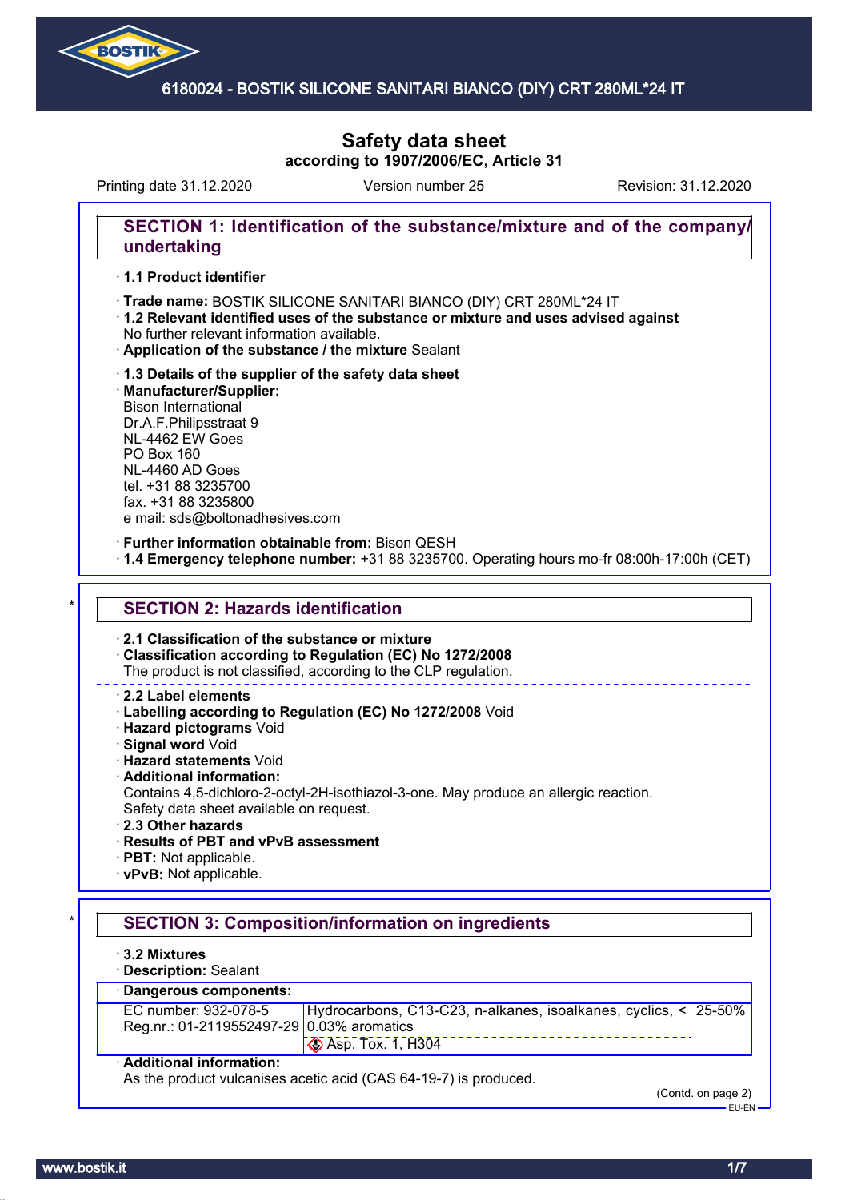# 6180024 - BOSTIK SILICONE SANITARI BIANCO (DIY) CRT 280ML*24 IT

# Safety data sheet
**according to 1907/2006/EC, Article 31**

Printing date 31.12.2020 Version number 25 Revision: 31.12.2020

## SECTION 1: Identification of the substance/mixture and of the company/undertaking

· **1.1 Product identifier**

· **Trade name:** BOSTIK SILICONE SANITARI BIANCO (DIY) CRT 280ML*24 IT
· **1.2 Relevant identified uses of the substance or mixture and uses advised against**
No further relevant information available.
· **Application of the substance / the mixture** Sealant

· **1.3 Details of the supplier of the safety data sheet**
· **Manufacturer/Supplier:**
Bison International
Dr.A.F.Philipsstraat 9
NL-4462 EW Goes
PO Box 160
NL-4460 AD Goes
tel. +31 88 3235700
fax. +31 88 3235800
e mail: sds@boltonadhesives.com

· **Further information obtainable from:** Bison QESH
· **1.4 Emergency telephone number:** +31 88 3235700. Operating hours mo-fr 08:00h-17:00h (CET)

## * SECTION 2: Hazards identification

· **2.1 Classification of the substance or mixture**
· **Classification according to Regulation (EC) No 1272/2008**
The product is not classified, according to the CLP regulation.

· **2.2 Label elements**
· **Labelling according to Regulation (EC) No 1272/2008** Void
· **Hazard pictograms** Void
· **Signal word** Void
· **Hazard statements** Void
· **Additional information:**
Contains 4,5-dichloro-2-octyl-2H-isothiazol-3-one. May produce an allergic reaction.
Safety data sheet available on request.
· **2.3 Other hazards**
· **Results of PBT and vPvB assessment**
· **PBT:** Not applicable.
· **vPvB:** Not applicable.

## * SECTION 3: Composition/information on ingredients

· **3.2 Mixtures**
· **Description:** Sealant

· **Dangerous components:**

| | | |
|---|---|---|
| EC number: 932-078-5<br>Reg.nr.: 01-2119552497-29 | Hydrocarbons, C13-C23, n-alkanes, isoalkanes, cyclics, < 0.03% aromatics<br>Asp. Tox. 1, H304 | 25-50% |

· **Additional information:**
As the product vulcanises acetic acid (CAS 64-19-7) is produced.

(Contd. on page 2)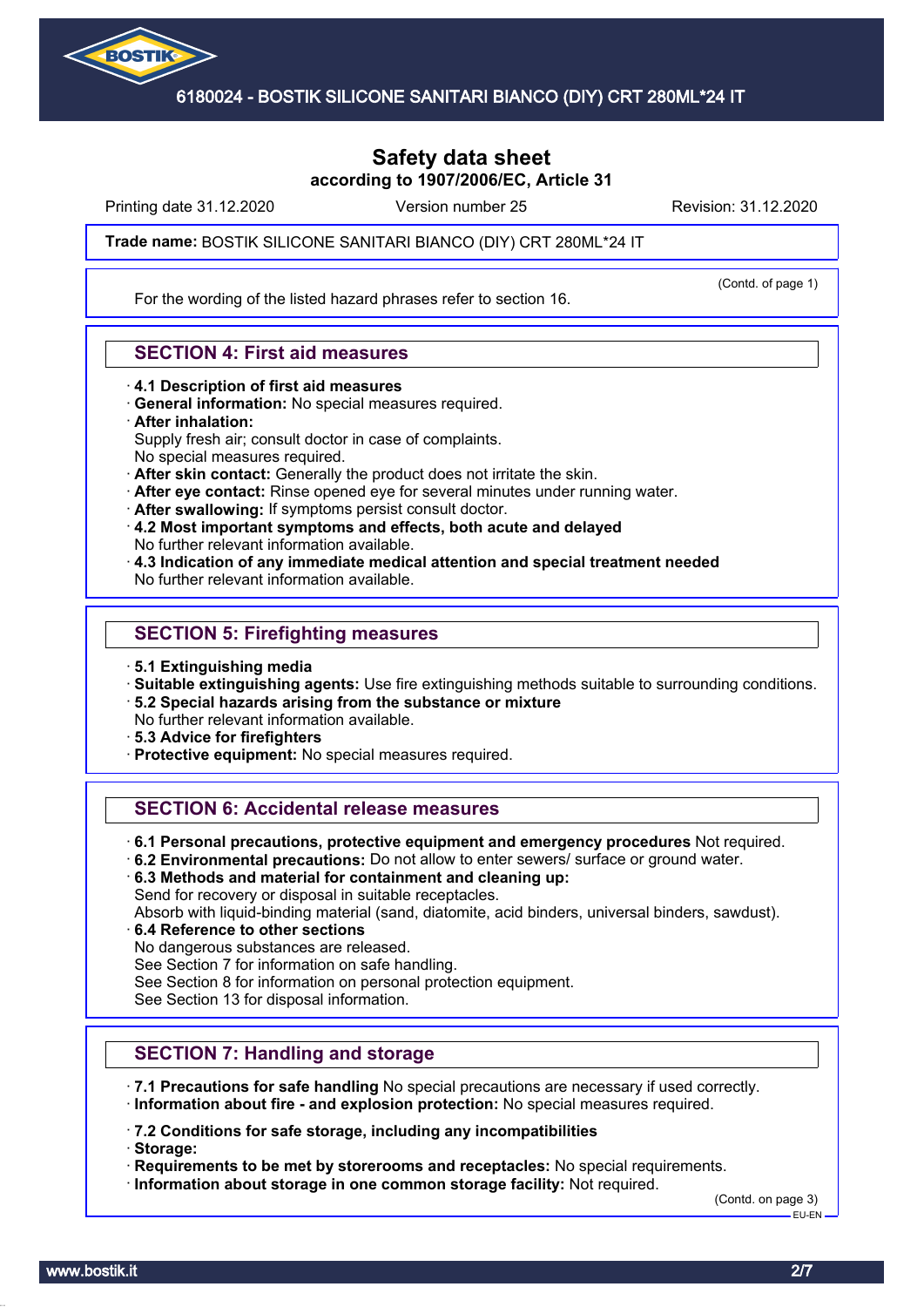For the wording of the listed hazard phrases refer to section 16.

## SECTION 4: First aid measures

· **4.1 Description of first aid measures**
· **General information:** No special measures required.
· **After inhalation:**
Supply fresh air; consult doctor in case of complaints.
No special measures required.
· **After skin contact:** Generally the product does not irritate the skin.
· **After eye contact:** Rinse opened eye for several minutes under running water.
· **After swallowing:** If symptoms persist consult doctor.
· **4.2 Most important symptoms and effects, both acute and delayed**
No further relevant information available.
· **4.3 Indication of any immediate medical attention and special treatment needed**
No further relevant information available.

## SECTION 5: Firefighting measures

· **5.1 Extinguishing media**
· **Suitable extinguishing agents:** Use fire extinguishing methods suitable to surrounding conditions.
· **5.2 Special hazards arising from the substance or mixture**
No further relevant information available.
· **5.3 Advice for firefighters**
· **Protective equipment:** No special measures required.

## SECTION 6: Accidental release measures

· **6.1 Personal precautions, protective equipment and emergency procedures** Not required.
· **6.2 Environmental precautions:** Do not allow to enter sewers/ surface or ground water.
· **6.3 Methods and material for containment and cleaning up:**
Send for recovery or disposal in suitable receptacles.
Absorb with liquid-binding material (sand, diatomite, acid binders, universal binders, sawdust).
· **6.4 Reference to other sections**
No dangerous substances are released.
See Section 7 for information on safe handling.
See Section 8 for information on personal protection equipment.
See Section 13 for disposal information.

## SECTION 7: Handling and storage

· **7.1 Precautions for safe handling** No special precautions are necessary if used correctly.
· **Information about fire - and explosion protection:** No special measures required.

· **7.2 Conditions for safe storage, including any incompatibilities**
· **Storage:**
· **Requirements to be met by storerooms and receptacles:** No special requirements.
· **Information about storage in one common storage facility:** Not required.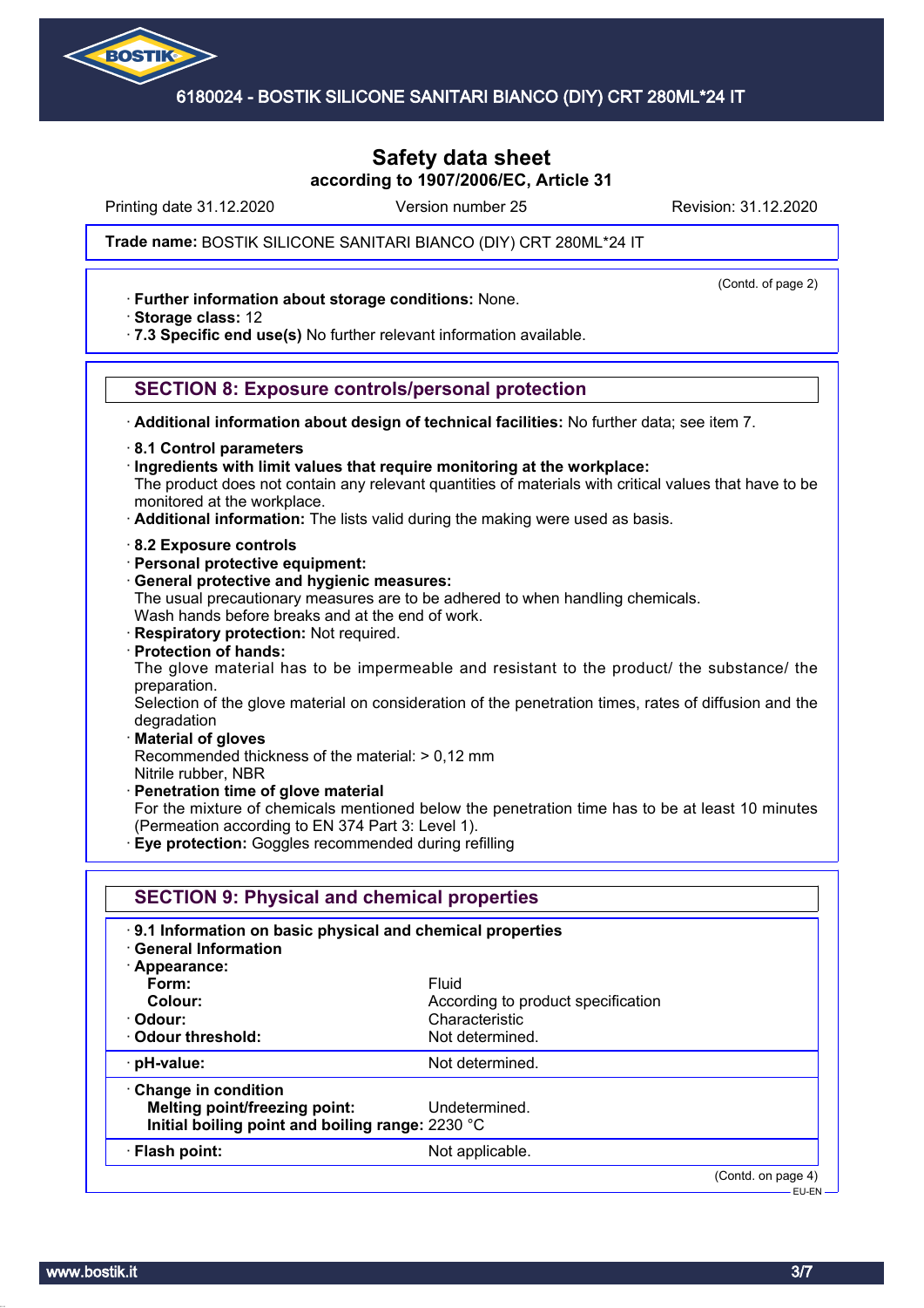# Safety data sheet
according to 1907/2006/EC, Article 31

Printing date 31.12.2020 | Version number 25 | Revision: 31.12.2020

**Trade name:** BOSTIK SILICONE SANITARI BIANCO (DIY) CRT 280ML*24 IT

(Contd. of page 2)

· **Further information about storage conditions:** None.
· **Storage class:** 12
· **7.3 Specific end use(s)** No further relevant information available.

## SECTION 8: Exposure controls/personal protection

· **Additional information about design of technical facilities:** No further data; see item 7.

· **8.1 Control parameters**
· **Ingredients with limit values that require monitoring at the workplace:**
The product does not contain any relevant quantities of materials with critical values that have to be monitored at the workplace.
· **Additional information:** The lists valid during the making were used as basis.

· **8.2 Exposure controls**
· **Personal protective equipment:**
· **General protective and hygienic measures:**
The usual precautionary measures are to be adhered to when handling chemicals.
Wash hands before breaks and at the end of work.
· **Respiratory protection:** Not required.
· **Protection of hands:**
The glove material has to be impermeable and resistant to the product/ the substance/ the preparation.
Selection of the glove material on consideration of the penetration times, rates of diffusion and the degradation
· **Material of gloves**
Recommended thickness of the material: > 0,12 mm
Nitrile rubber, NBR
· **Penetration time of glove material**
For the mixture of chemicals mentioned below the penetration time has to be at least 10 minutes (Permeation according to EN 374 Part 3: Level 1).
· **Eye protection:** Goggles recommended during refilling

## SECTION 9: Physical and chemical properties

· **9.1 Information on basic physical and chemical properties**
· **General Information**
· **Appearance:**

| | |
|---|---|
| **Form:** | Fluid |
| **Colour:** | According to product specification |
| · **Odour:** | Characteristic |
| · **Odour threshold:** | Not determined. |
| · **pH-value:** | Not determined. |
| · **Change in condition** | |
| **Melting point/freezing point:** | Undetermined. |
| **Initial boiling point and boiling range:** | 2230 °C |
| · **Flash point:** | Not applicable. |

(Contd. on page 4)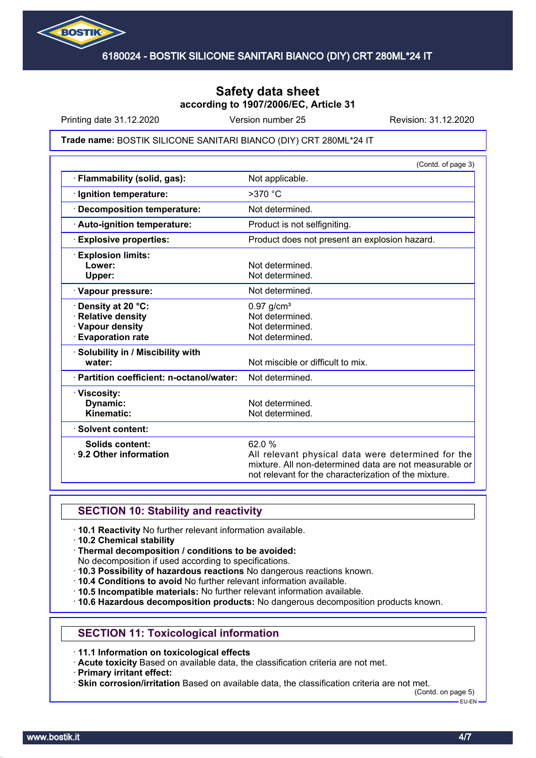# Safety data sheet
**according to 1907/2006/EC, Article 31**

Printing date 31.12.2020 | Version number 25 | Revision: 31.12.2020

**Trade name:** BOSTIK SILICONE SANITARI BIANCO (DIY) CRT 280ML*24 IT

(Contd. of page 3)

| | |
|---|---|
| · **Flammability (solid, gas):** | Not applicable. |
| · **Ignition temperature:** | >370 °C |
| · **Decomposition temperature:** | Not determined. |
| · **Auto-ignition temperature:** | Product is not selfigniting. |
| · **Explosive properties:** | Product does not present an explosion hazard. |
| · **Explosion limits:** | |
| **Lower:** | Not determined. |
| **Upper:** | Not determined. |
| · **Vapour pressure:** | Not determined. |
| · **Density at 20 °C:** | 0.97 g/cm³ |
| · **Relative density** | Not determined. |
| · **Vapour density** | Not determined. |
| · **Evaporation rate** | Not determined. |
| · **Solubility in / Miscibility with water:** | Not miscible or difficult to mix. |
| · **Partition coefficient: n-octanol/water:** | Not determined. |
| · **Viscosity:** | |
| **Dynamic:** | Not determined. |
| **Kinematic:** | Not determined. |
| · **Solvent content:** | |
| **Solids content:** | 62.0 % |
| · **9.2 Other information** | All relevant physical data were determined for the mixture. All non-determined data are not measurable or not relevant for the characterization of the mixture. |

## SECTION 10: Stability and reactivity

- · **10.1 Reactivity** No further relevant information available.
- · **10.2 Chemical stability**
- · **Thermal decomposition / conditions to be avoided:**
  No decomposition if used according to specifications.
- · **10.3 Possibility of hazardous reactions** No dangerous reactions known.
- · **10.4 Conditions to avoid** No further relevant information available.
- · **10.5 Incompatible materials:** No further relevant information available.
- · **10.6 Hazardous decomposition products:** No dangerous decomposition products known.

## SECTION 11: Toxicological information

- · **11.1 Information on toxicological effects**
- · **Acute toxicity** Based on available data, the classification criteria are not met.
- · **Primary irritant effect:**
- · **Skin corrosion/irritation** Based on available data, the classification criteria are not met.

(Contd. on page 5)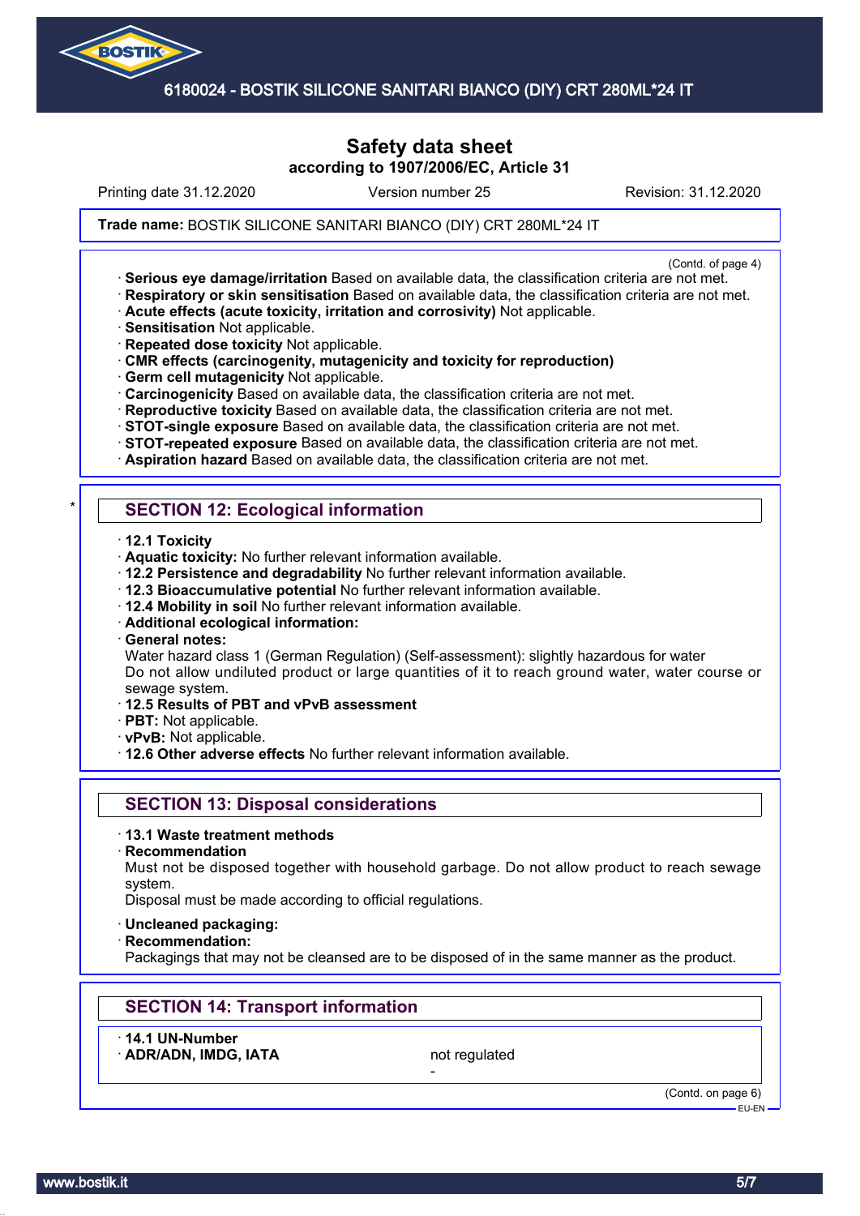Safety data sheet
according to 1907/2006/EC, Article 31

Printing date 31.12.2020 Version number 25 Revision: 31.12.2020

**Trade name:** BOSTIK SILICONE SANITARI BIANCO (DIY) CRT 280ML*24 IT

(Contd. of page 4)

- **Serious eye damage/irritation** Based on available data, the classification criteria are not met.
- **Respiratory or skin sensitisation** Based on available data, the classification criteria are not met.
- **Acute effects (acute toxicity, irritation and corrosivity)** Not applicable.
- **Sensitisation** Not applicable.
- **Repeated dose toxicity** Not applicable.
- **CMR effects (carcinogenity, mutagenicity and toxicity for reproduction)**
- **Germ cell mutagenicity** Not applicable.
- **Carcinogenicity** Based on available data, the classification criteria are not met.
- **Reproductive toxicity** Based on available data, the classification criteria are not met.
- **STOT-single exposure** Based on available data, the classification criteria are not met.
- **STOT-repeated exposure** Based on available data, the classification criteria are not met.
- **Aspiration hazard** Based on available data, the classification criteria are not met.

## SECTION 12: Ecological information

- **12.1 Toxicity**
- **Aquatic toxicity:** No further relevant information available.
- **12.2 Persistence and degradability** No further relevant information available.
- **12.3 Bioaccumulative potential** No further relevant information available.
- **12.4 Mobility in soil** No further relevant information available.
- **Additional ecological information:**
- **General notes:**

  Water hazard class 1 (German Regulation) (Self-assessment): slightly hazardous for water

  Do not allow undiluted product or large quantities of it to reach ground water, water course or sewage system.
- **12.5 Results of PBT and vPvB assessment**
- **PBT:** Not applicable.
- **vPvB:** Not applicable.
- **12.6 Other adverse effects** No further relevant information available.

## SECTION 13: Disposal considerations

- **13.1 Waste treatment methods**
- **Recommendation**

  Must not be disposed together with household garbage. Do not allow product to reach sewage system.

  Disposal must be made according to official regulations.

- **Uncleaned packaging:**
- **Recommendation:**

  Packagings that may not be cleansed are to be disposed of in the same manner as the product.

## SECTION 14: Transport information

| · 14.1 UN-Number | |
|---|---|
| · ADR/ADN, IMDG, IATA | not regulated |
| | - |

(Contd. on page 6)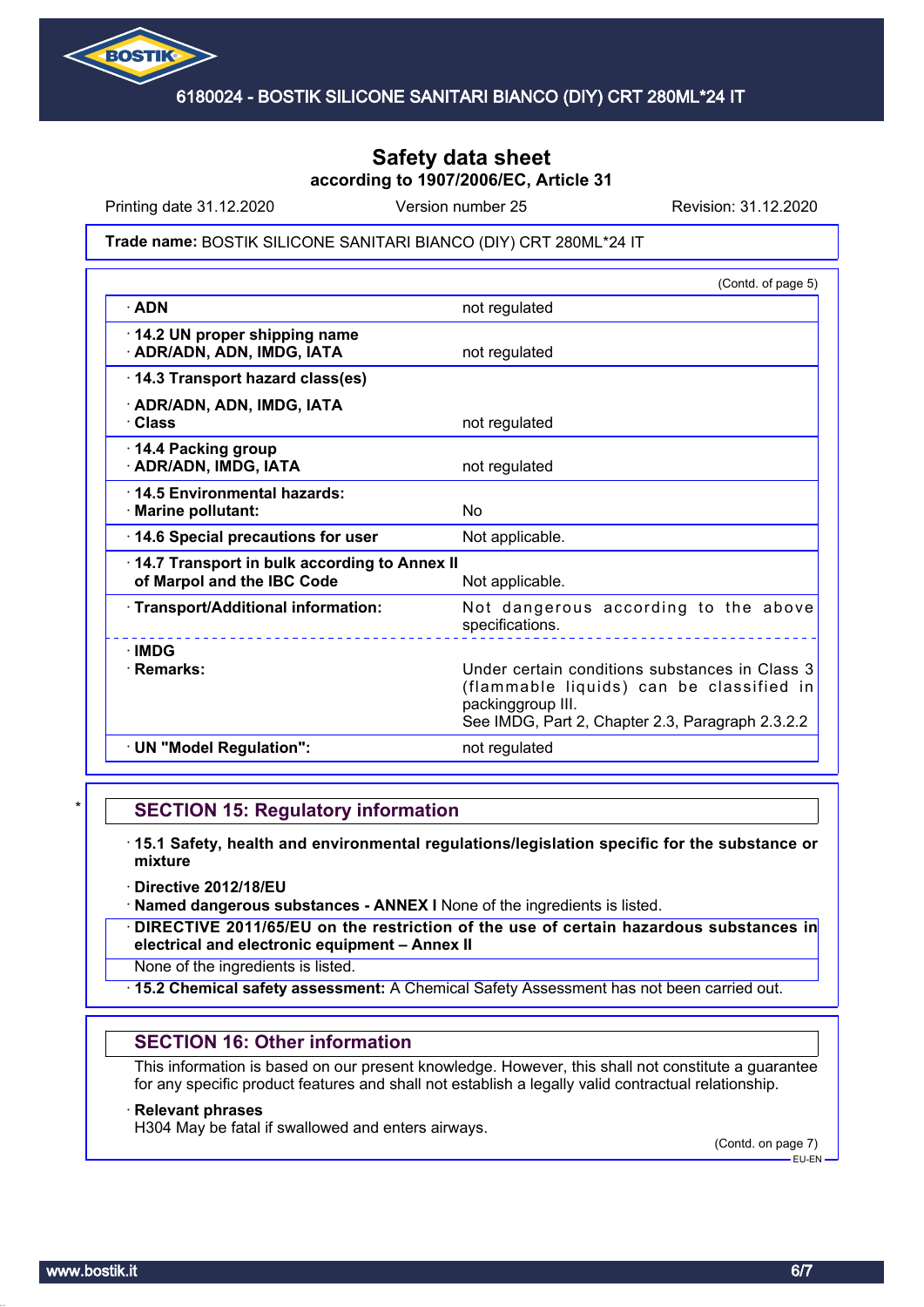**Trade name:** BOSTIK SILICONE SANITARI BIANCO (DIY) CRT 280ML*24 IT

(Contd. of page 5)

| | |
|---|---|
| · **ADN** | not regulated |
| · **14.2 UN proper shipping name** · **ADR/ADN, ADN, IMDG, IATA** | not regulated |
| · **14.3 Transport hazard class(es)** · **ADR/ADN, ADN, IMDG, IATA** · **Class** | not regulated |
| · **14.4 Packing group** · **ADR/ADN, IMDG, IATA** | not regulated |
| · **14.5 Environmental hazards:** · **Marine pollutant:** | No |
| · **14.6 Special precautions for user** | Not applicable. |
| · **14.7 Transport in bulk according to Annex II of Marpol and the IBC Code** | Not applicable. |
| · **Transport/Additional information:** | Not dangerous according to the above specifications. |
| · **IMDG** · **Remarks:** | Under certain conditions substances in Class 3 (flammable liquids) can be classified in packinggroup III. See IMDG, Part 2, Chapter 2.3, Paragraph 2.3.2.2 |
| · **UN "Model Regulation":** | not regulated |

## SECTION 15: Regulatory information

· **15.1 Safety, health and environmental regulations/legislation specific for the substance or mixture**

· **Directive 2012/18/EU**

· **Named dangerous substances - ANNEX I** None of the ingredients is listed.

· **DIRECTIVE 2011/65/EU on the restriction of the use of certain hazardous substances in electrical and electronic equipment – Annex II**

None of the ingredients is listed.

· **15.2 Chemical safety assessment:** A Chemical Safety Assessment has not been carried out.

## SECTION 16: Other information

This information is based on our present knowledge. However, this shall not constitute a guarantee for any specific product features and shall not establish a legally valid contractual relationship.

· **Relevant phrases**

H304 May be fatal if swallowed and enters airways.

(Contd. on page 7)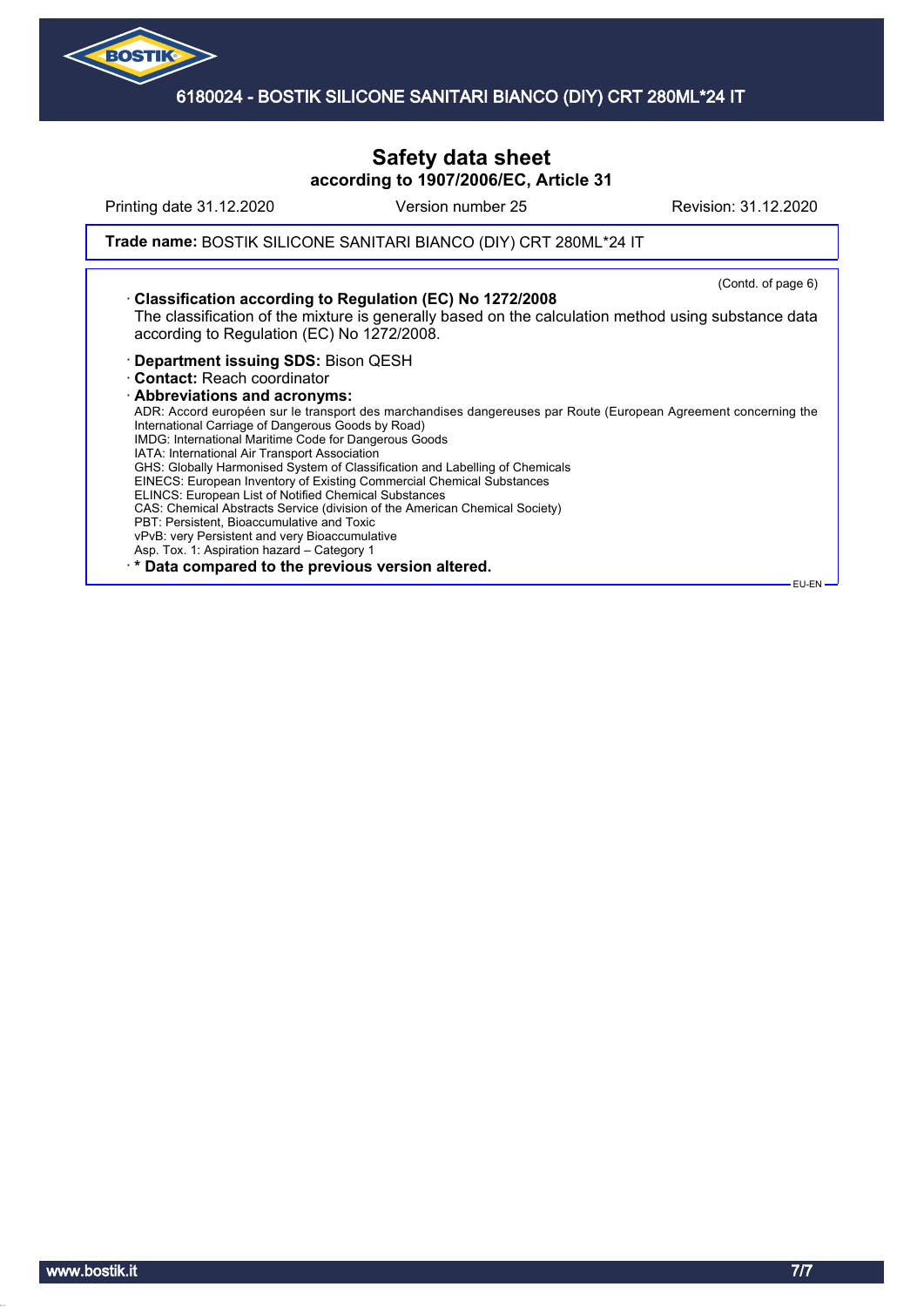# Safety data sheet
## according to 1907/2006/EC, Article 31

Printing date 31.12.2020 Version number 25 Revision: 31.12.2020

**Trade name:** BOSTIK SILICONE SANITARI BIANCO (DIY) CRT 280ML*24 IT

(Contd. of page 6)

· **Classification according to Regulation (EC) No 1272/2008**
The classification of the mixture is generally based on the calculation method using substance data according to Regulation (EC) No 1272/2008.

· **Department issuing SDS:** Bison QESH
· **Contact:** Reach coordinator
· **Abbreviations and acronyms:**
ADR: Accord européen sur le transport des marchandises dangereuses par Route (European Agreement concerning the International Carriage of Dangerous Goods by Road)
IMDG: International Maritime Code for Dangerous Goods
IATA: International Air Transport Association
GHS: Globally Harmonised System of Classification and Labelling of Chemicals
EINECS: European Inventory of Existing Commercial Chemical Substances
ELINCS: European List of Notified Chemical Substances
CAS: Chemical Abstracts Service (division of the American Chemical Society)
PBT: Persistent, Bioaccumulative and Toxic
vPvB: very Persistent and very Bioaccumulative
Asp. Tox. 1: Aspiration hazard – Category 1
· **\* Data compared to the previous version altered.**

EU-EN